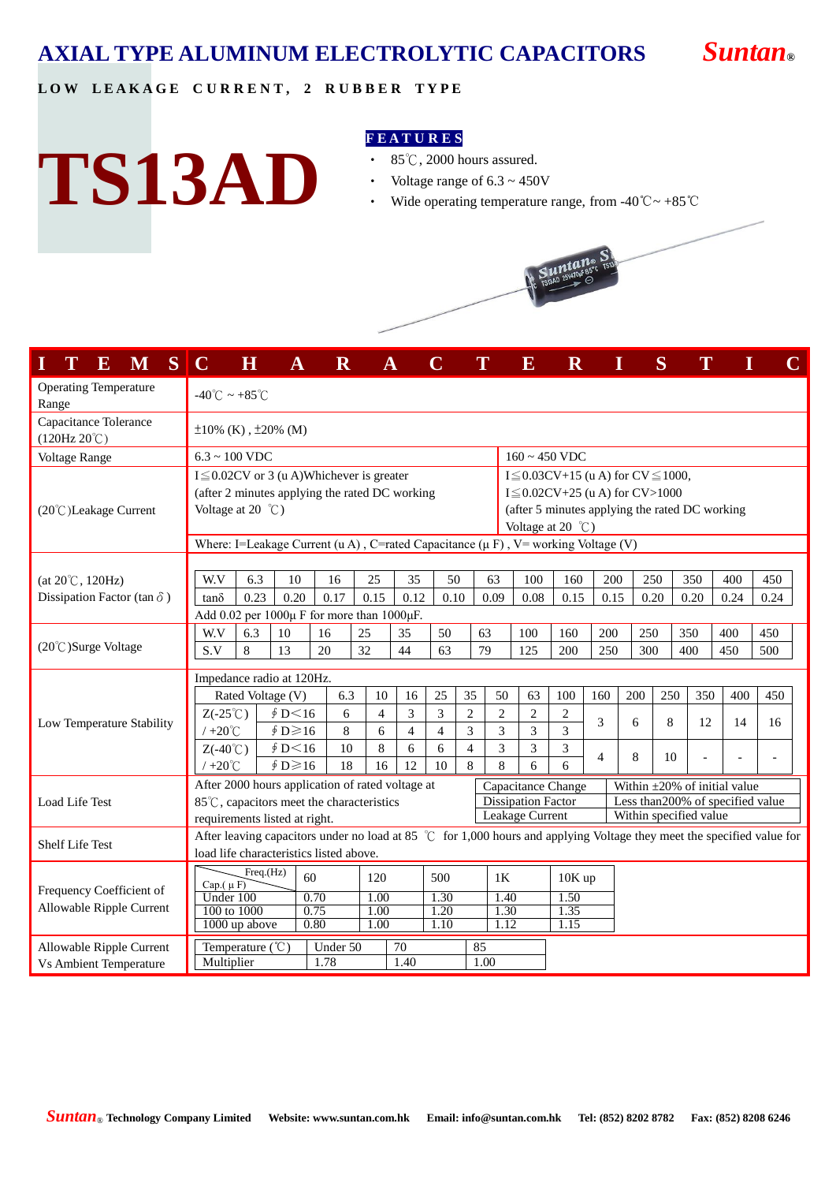# AXIAL TYPE ALUMINUM ELECTROLYTIC CAPACITORS

**Suntan®**

**LOW LEAKAGE CURRENT, 2 RUBBER TYPE**

# TS13AD

## FEATURES

- 85℃, 2000 hours assured.
- Voltage range of 6.3 ~ 450V
- Wide operating temperature range, from -40℃~ +85℃

| ITEMS | CHARACTERISTIC |
|---|---|
| Operating Temperature Range | -40℃ ~ +85℃ |
| Capacitance Tolerance (120Hz 20℃) | ±10% (K) , ±20% (M) |

**Voltage Range / Leakage Current**

| | 6.3 ~ 100 VDC | 160 ~ 450 VDC |
|---|---|---|
| (20℃)Leakage Current | I≦0.02CV or 3 (u A)Whichever is greater (after 2 minutes applying the rated DC working Voltage at 20 ℃) | I≦0.03CV+15 (u A) for CV≦1000, I≦0.02CV+25 (u A) for CV>1000 (after 5 minutes applying the rated DC working Voltage at 20 ℃) |

Where: I=Leakage Current (u A) , C=rated Capacitance (μ F) , V= working Voltage (V)

**(at 20℃, 120Hz) Dissipation Factor (tan δ)**

| W.V | 6.3 | 10 | 16 | 25 | 35 | 50 | 63 | 100 | 160 | 200 | 250 | 350 | 400 | 450 |
|---|---|---|---|---|---|---|---|---|---|---|---|---|---|---|
| tanδ | 0.23 | 0.20 | 0.17 | 0.15 | 0.12 | 0.10 | 0.09 | 0.08 | 0.15 | 0.15 | 0.20 | 0.20 | 0.24 | 0.24 |

Add 0.02 per 1000μ F for more than 1000μF.

**(20℃)Surge Voltage**

| W.V | 6.3 | 10 | 16 | 25 | 35 | 50 | 63 | 100 | 160 | 200 | 250 | 350 | 400 | 450 |
|---|---|---|---|---|---|---|---|---|---|---|---|---|---|---|
| S.V | 8 | 13 | 20 | 32 | 44 | 63 | 79 | 125 | 200 | 250 | 300 | 400 | 450 | 500 |

**Low Temperature Stability**

Impedance radio at 120Hz.

| Rated Voltage (V) | | 6.3 | 10 | 16 | 25 | 35 | 50 | 63 | 100 | 160 | 200 | 250 | 350 | 400 | 450 |
|---|---|---|---|---|---|---|---|---|---|---|---|---|---|---|---|
| Z(-25℃) / +20℃ | ∮D<16 | 6 | 4 | 3 | 3 | 2 | 2 | 2 | 2 | 3 | 6 | 8 | 12 | 14 | 16 |
| | ∮D≥16 | 8 | 6 | 4 | 4 | 3 | 3 | 3 | 3 | | | | | | |
| Z(-40℃) / +20℃ | ∮D<16 | 10 | 8 | 6 | 6 | 4 | 3 | 3 | 3 | 4 | 8 | 10 | - | - | - |
| | ∮D≥16 | 18 | 16 | 12 | 10 | 8 | 8 | 6 | 6 | | | | | | |

**Load Life Test**

After 2000 hours application of rated voltage at 85℃, capacitors meet the characteristics requirements listed at right.

| | |
|---|---|
| Capacitance Change | Within ±20% of initial value |
| Dissipation Factor | Less than200% of specified value |
| Leakage Current | Within specified value |

**Shelf Life Test**

After leaving capacitors under no load at 85 ℃ for 1,000 hours and applying Voltage they meet the specified value for load life characteristics listed above.

**Frequency Coefficient of Allowable Ripple Current**

| Cap.(μF) \ Freq.(Hz) | 60 | 120 | 500 | 1K | 10K up |
|---|---|---|---|---|---|
| Under 100 | 0.70 | 1.00 | 1.30 | 1.40 | 1.50 |
| 100 to 1000 | 0.75 | 1.00 | 1.20 | 1.30 | 1.35 |
| 1000 up above | 0.80 | 1.00 | 1.10 | 1.12 | 1.15 |

**Allowable Ripple Current Vs Ambient Temperature**

| Temperature (℃) | Under 50 | 70 | 85 |
|---|---|---|---|
| Multiplier | 1.78 | 1.40 | 1.00 |

Suntan® Technology Company Limited Website: www.suntan.com.hk Email: info@suntan.com.hk Tel: (852) 8202 8782 Fax: (852) 8208 6246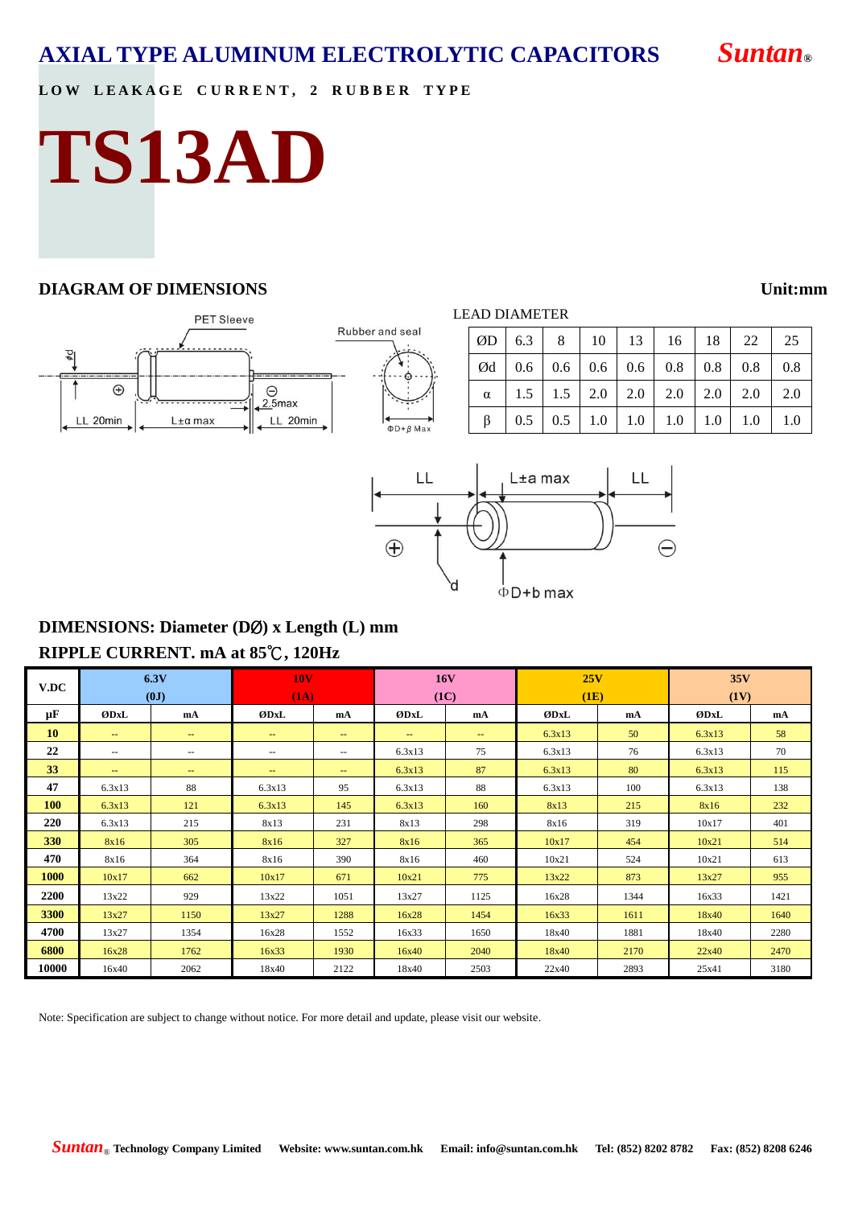# AXIAL TYPE ALUMINUM ELECTROLYTIC CAPACITORS

**Suntan**®

**LOW LEAKAGE CURRENT, 2 RUBBER TYPE**

# TS13AD

## DIAGRAM OF DIMENSIONS

**Unit:mm**

LEAD DIAMETER

| ØD | 6.3 | 8 | 10 | 13 | 16 | 18 | 22 | 25 |
|---|---|---|---|---|---|---|---|---|
| Ød | 0.6 | 0.6 | 0.6 | 0.6 | 0.8 | 0.8 | 0.8 | 0.8 |
| α | 1.5 | 1.5 | 2.0 | 2.0 | 2.0 | 2.0 | 2.0 | 2.0 |
| β | 0.5 | 0.5 | 1.0 | 1.0 | 1.0 | 1.0 | 1.0 | 1.0 |

## DIMENSIONS: Diameter (DØ) x Length (L) mm

## RIPPLE CURRENT. mA at 85℃, 120Hz

| V.DC | 6.3V (0J) | | 10V (1A) | | 16V (1C) | | 25V (1E) | | 35V (1V) | |
|---|---|---|---|---|---|---|---|---|---|---|
| µF | ØDxL | mA | ØDxL | mA | ØDxL | mA | ØDxL | mA | ØDxL | mA |
| 10 | -- | -- | -- | -- | -- | -- | 6.3x13 | 50 | 6.3x13 | 58 |
| 22 | -- | -- | -- | -- | 6.3x13 | 75 | 6.3x13 | 76 | 6.3x13 | 70 |
| 33 | -- | -- | -- | -- | 6.3x13 | 87 | 6.3x13 | 80 | 6.3x13 | 115 |
| 47 | 6.3x13 | 88 | 6.3x13 | 95 | 6.3x13 | 88 | 6.3x13 | 100 | 6.3x13 | 138 |
| 100 | 6.3x13 | 121 | 6.3x13 | 145 | 6.3x13 | 160 | 8x13 | 215 | 8x16 | 232 |
| 220 | 6.3x13 | 215 | 8x13 | 231 | 8x13 | 298 | 8x16 | 319 | 10x17 | 401 |
| 330 | 8x16 | 305 | 8x16 | 327 | 8x16 | 365 | 10x17 | 454 | 10x21 | 514 |
| 470 | 8x16 | 364 | 8x16 | 390 | 8x16 | 460 | 10x21 | 524 | 10x21 | 613 |
| 1000 | 10x17 | 662 | 10x17 | 671 | 10x21 | 775 | 13x22 | 873 | 13x27 | 955 |
| 2200 | 13x22 | 929 | 13x22 | 1051 | 13x27 | 1125 | 16x28 | 1344 | 16x33 | 1421 |
| 3300 | 13x27 | 1150 | 13x27 | 1288 | 16x28 | 1454 | 16x33 | 1611 | 18x40 | 1640 |
| 4700 | 13x27 | 1354 | 16x28 | 1552 | 16x33 | 1650 | 18x40 | 1881 | 18x40 | 2280 |
| 6800 | 16x28 | 1762 | 16x33 | 1930 | 16x40 | 2040 | 18x40 | 2170 | 22x40 | 2470 |
| 10000 | 16x40 | 2062 | 18x40 | 2122 | 18x40 | 2503 | 22x40 | 2893 | 25x41 | 3180 |

Note: Specification are subject to change without notice. For more detail and update, please visit our website.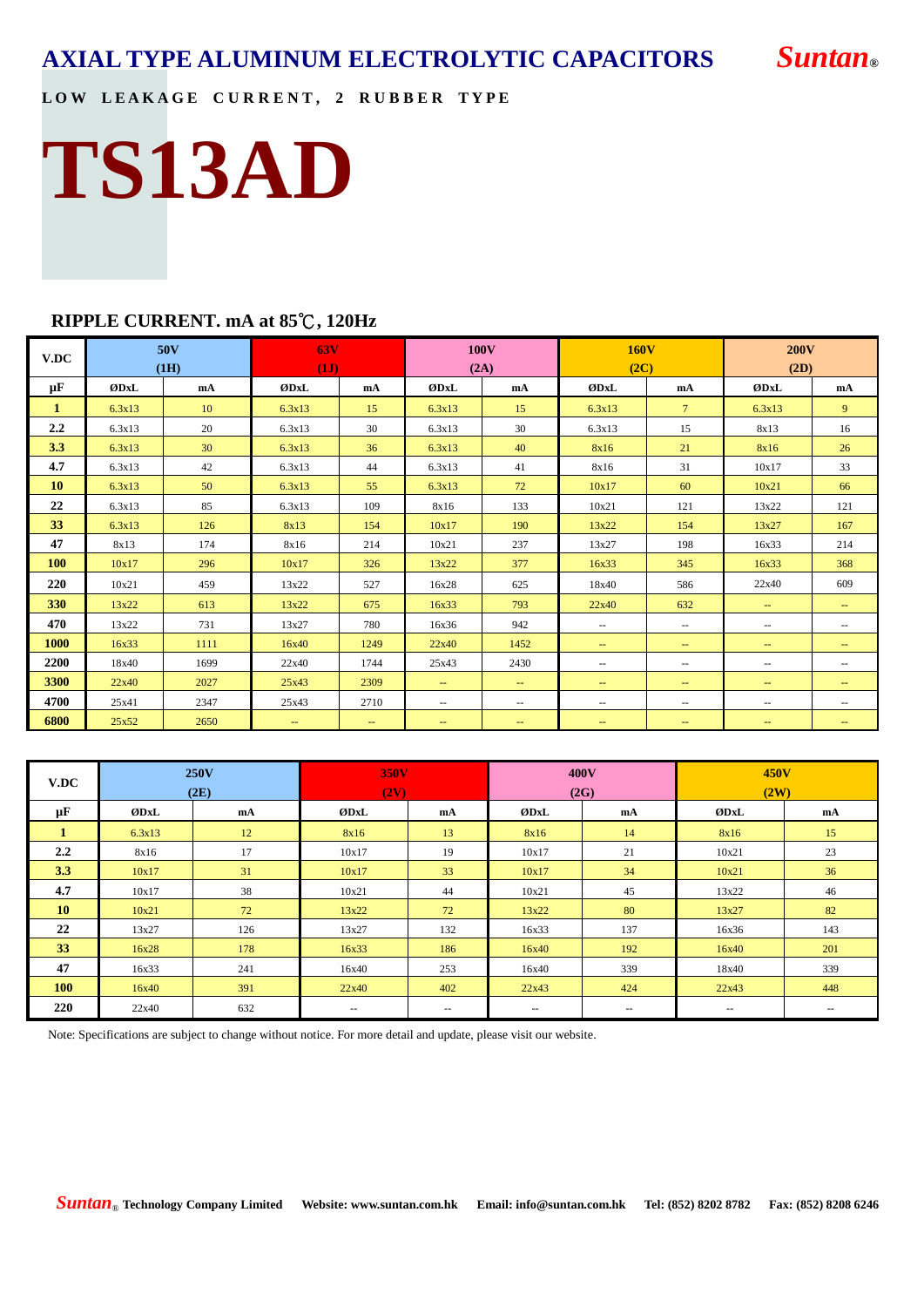# AXIAL TYPE ALUMINUM ELECTROLYTIC CAPACITORS

*Suntan*®

**LOW LEAKAGE CURRENT, 2 RUBBER TYPE**

# TS13AD

## RIPPLE CURRENT. mA at 85℃, 120Hz

| V.DC | 50V (1H) | | 63V (1J) | | 100V (2A) | | 160V (2C) | | 200V (2D) | |
|---|---|---|---|---|---|---|---|---|---|---|
| μF | ØDxL | mA | ØDxL | mA | ØDxL | mA | ØDxL | mA | ØDxL | mA |
| 1 | 6.3x13 | 10 | 6.3x13 | 15 | 6.3x13 | 15 | 6.3x13 | 7 | 6.3x13 | 9 |
| 2.2 | 6.3x13 | 20 | 6.3x13 | 30 | 6.3x13 | 30 | 6.3x13 | 15 | 8x13 | 16 |
| 3.3 | 6.3x13 | 30 | 6.3x13 | 36 | 6.3x13 | 40 | 8x16 | 21 | 8x16 | 26 |
| 4.7 | 6.3x13 | 42 | 6.3x13 | 44 | 6.3x13 | 41 | 8x16 | 31 | 10x17 | 33 |
| 10 | 6.3x13 | 50 | 6.3x13 | 55 | 6.3x13 | 72 | 10x17 | 60 | 10x21 | 66 |
| 22 | 6.3x13 | 85 | 6.3x13 | 109 | 8x16 | 133 | 10x21 | 121 | 13x22 | 121 |
| 33 | 6.3x13 | 126 | 8x13 | 154 | 10x17 | 190 | 13x22 | 154 | 13x27 | 167 |
| 47 | 8x13 | 174 | 8x16 | 214 | 10x21 | 237 | 13x27 | 198 | 16x33 | 214 |
| 100 | 10x17 | 296 | 10x17 | 326 | 13x22 | 377 | 16x33 | 345 | 16x33 | 368 |
| 220 | 10x21 | 459 | 13x22 | 527 | 16x28 | 625 | 18x40 | 586 | 22x40 | 609 |
| 330 | 13x22 | 613 | 13x22 | 675 | 16x33 | 793 | 22x40 | 632 | -- | -- |
| 470 | 13x22 | 731 | 13x27 | 780 | 16x36 | 942 | -- | -- | -- | -- |
| 1000 | 16x33 | 1111 | 16x40 | 1249 | 22x40 | 1452 | -- | -- | -- | -- |
| 2200 | 18x40 | 1699 | 22x40 | 1744 | 25x43 | 2430 | -- | -- | -- | -- |
| 3300 | 22x40 | 2027 | 25x43 | 2309 | -- | -- | -- | -- | -- | -- |
| 4700 | 25x41 | 2347 | 25x43 | 2710 | -- | -- | -- | -- | -- | -- |
| 6800 | 25x52 | 2650 | -- | -- | -- | -- | -- | -- | -- | -- |

| V.DC | 250V (2E) | | 350V (2V) | | 400V (2G) | | 450V (2W) | |
|---|---|---|---|---|---|---|---|---|
| μF | ØDxL | mA | ØDxL | mA | ØDxL | mA | ØDxL | mA |
| 1 | 6.3x13 | 12 | 8x16 | 13 | 8x16 | 14 | 8x16 | 15 |
| 2.2 | 8x16 | 17 | 10x17 | 19 | 10x17 | 21 | 10x21 | 23 |
| 3.3 | 10x17 | 31 | 10x17 | 33 | 10x17 | 34 | 10x21 | 36 |
| 4.7 | 10x17 | 38 | 10x21 | 44 | 10x21 | 45 | 13x22 | 46 |
| 10 | 10x21 | 72 | 13x22 | 72 | 13x22 | 80 | 13x27 | 82 |
| 22 | 13x27 | 126 | 13x27 | 132 | 16x33 | 137 | 16x36 | 143 |
| 33 | 16x28 | 178 | 16x33 | 186 | 16x40 | 192 | 16x40 | 201 |
| 47 | 16x33 | 241 | 16x40 | 253 | 16x40 | 339 | 18x40 | 339 |
| 100 | 16x40 | 391 | 22x40 | 402 | 22x43 | 424 | 22x43 | 448 |
| 220 | 22x40 | 632 | -- | -- | -- | -- | -- | -- |

Note: Specifications are subject to change without notice. For more detail and update, please visit our website.

*Suntan*® Technology Company Limited  Website: www.suntan.com.hk  Email: info@suntan.com.hk  Tel: (852) 8202 8782  Fax: (852) 8208 6246